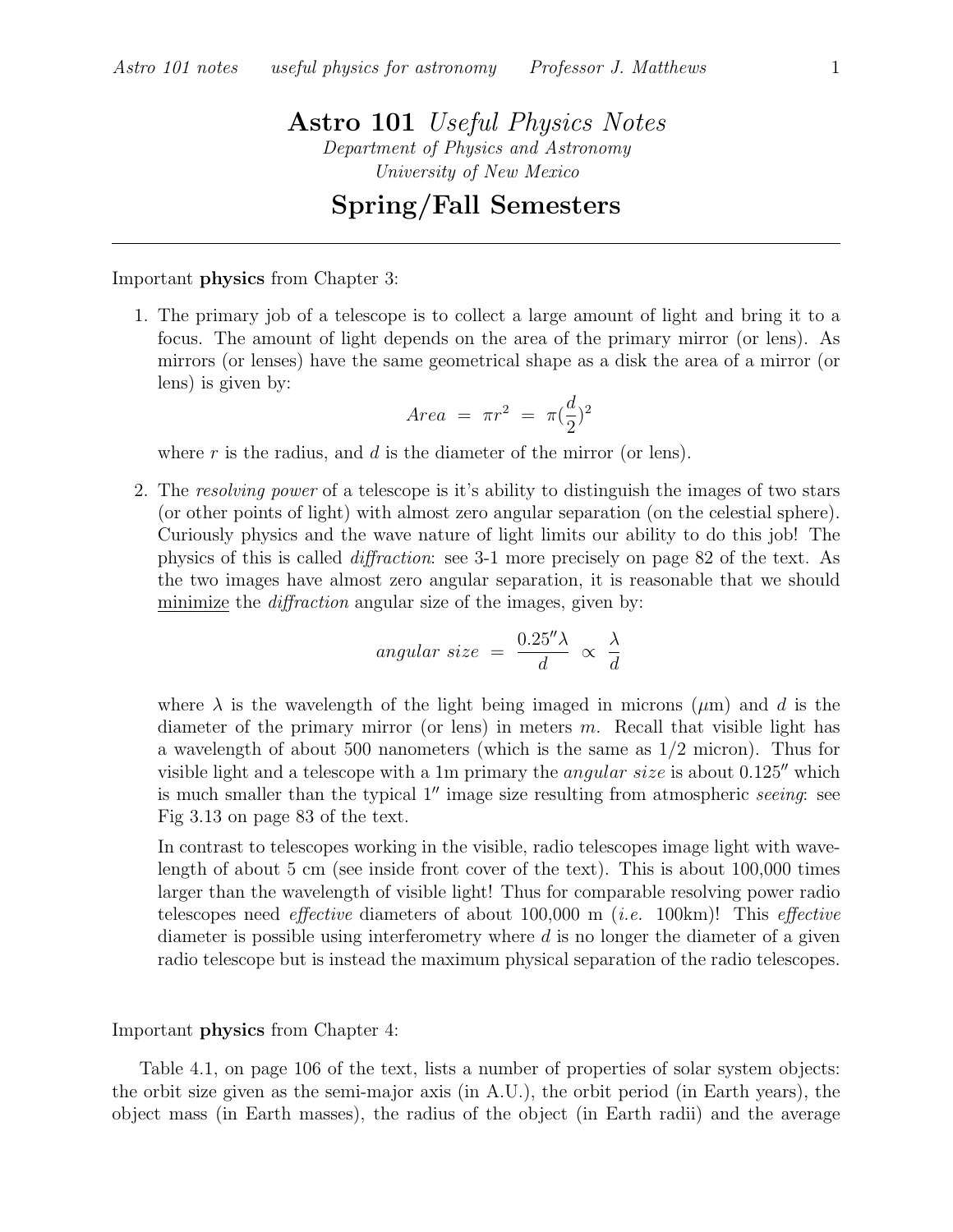# **Astro 101** *Useful Physics Notes*

*Department of Physics and Astronomy*
*University of New Mexico*

## Spring/Fall Semesters

---

Important **physics** from Chapter 3:

1. The primary job of a telescope is to collect a large amount of light and bring it to a focus. The amount of light depends on the area of the primary mirror (or lens). As mirrors (or lenses) have the same geometrical shape as a disk the area of a mirror (or lens) is given by:

   $$Area \ = \ \pi r^2 \ = \ \pi(\frac{d}{2})^2$$

   where $r$ is the radius, and $d$ is the diameter of the mirror (or lens).

2. The *resolving power* of a telescope is it's ability to distinguish the images of two stars (or other points of light) with almost zero angular separation (on the celestial sphere). Curiously physics and the wave nature of light limits our ability to do this job! The physics of this is called *diffraction*: see 3-1 more precisely on page 82 of the text. As the two images have almost zero angular separation, it is reasonable that we should minimize the *diffraction* angular size of the images, given by:

   $$angular\ size \ = \ \frac{0.25'' \lambda}{d} \ \propto \ \frac{\lambda}{d}$$

   where $\lambda$ is the wavelength of the light being imaged in microns ($\mu$m) and $d$ is the diameter of the primary mirror (or lens) in meters $m$. Recall that visible light has a wavelength of about 500 nanometers (which is the same as 1/2 micron). Thus for visible light and a telescope with a 1m primary the *angular size* is about $0.125''$ which is much smaller than the typical $1''$ image size resulting from atmospheric *seeing*: see Fig 3.13 on page 83 of the text.

   In contrast to telescopes working in the visible, radio telescopes image light with wavelength of about 5 cm (see inside front cover of the text). This is about 100,000 times larger than the wavelength of visible light! Thus for comparable resolving power radio telescopes need *effective* diameters of about 100,000 m (*i.e.* 100km)! This *effective* diameter is possible using interferometry where $d$ is no longer the diameter of a given radio telescope but is instead the maximum physical separation of the radio telescopes.

Important **physics** from Chapter 4:

Table 4.1, on page 106 of the text, lists a number of properties of solar system objects: the orbit size given as the semi-major axis (in A.U.), the orbit period (in Earth years), the object mass (in Earth masses), the radius of the object (in Earth radii) and the average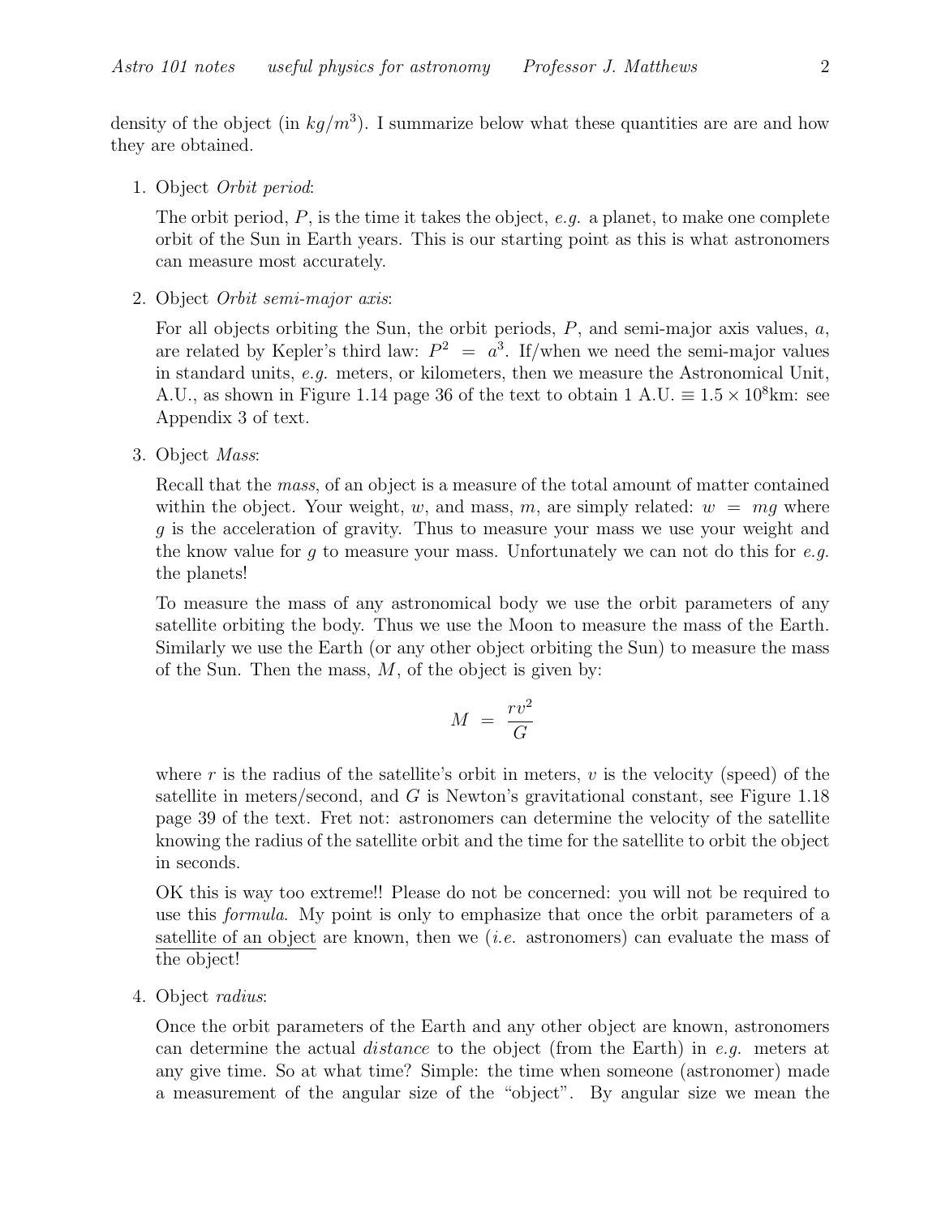density of the object (in $kg/m^3$). I summarize below what these quantities are are and how they are obtained.

1. Object *Orbit period*:

   The orbit period, $P$, is the time it takes the object, *e.g.* a planet, to make one complete orbit of the Sun in Earth years. This is our starting point as this is what astronomers can measure most accurately.

2. Object *Orbit semi-major axis*:

   For all objects orbiting the Sun, the orbit periods, $P$, and semi-major axis values, $a$, are related by Kepler's third law: $P^2 \; = \; a^3$. If/when we need the semi-major values in standard units, *e.g.* meters, or kilometers, then we measure the Astronomical Unit, A.U., as shown in Figure 1.14 page 36 of the text to obtain 1 A.U. $\equiv 1.5 \times 10^8$km: see Appendix 3 of text.

3. Object *Mass*:

   Recall that the *mass*, of an object is a measure of the total amount of matter contained within the object. Your weight, $w$, and mass, $m$, are simply related: $w \; = \; mg$ where $g$ is the acceleration of gravity. Thus to measure your mass we use your weight and the know value for $g$ to measure your mass. Unfortunately we can not do this for *e.g.* the planets!

   To measure the mass of any astronomical body we use the orbit parameters of any satellite orbiting the body. Thus we use the Moon to measure the mass of the Earth. Similarly we use the Earth (or any other object orbiting the Sun) to measure the mass of the Sun. Then the mass, $M$, of the object is given by:

   $$M \; = \; \frac{rv^2}{G}$$

   where $r$ is the radius of the satellite's orbit in meters, $v$ is the velocity (speed) of the satellite in meters/second, and $G$ is Newton's gravitational constant, see Figure 1.18 page 39 of the text. Fret not: astronomers can determine the velocity of the satellite knowing the radius of the satellite orbit and the time for the satellite to orbit the object in seconds.

   OK this is way too extreme!! Please do not be concerned: you will not be required to use this *formula*. My point is only to emphasize that once the orbit parameters of a satellite of an object are known, then we (*i.e.* astronomers) can evaluate the mass of the object!

4. Object *radius*:

   Once the orbit parameters of the Earth and any other object are known, astronomers can determine the actual *distance* to the object (from the Earth) in *e.g.* meters at any give time. So at what time? Simple: the time when someone (astronomer) made a measurement of the angular size of the "object". By angular size we mean the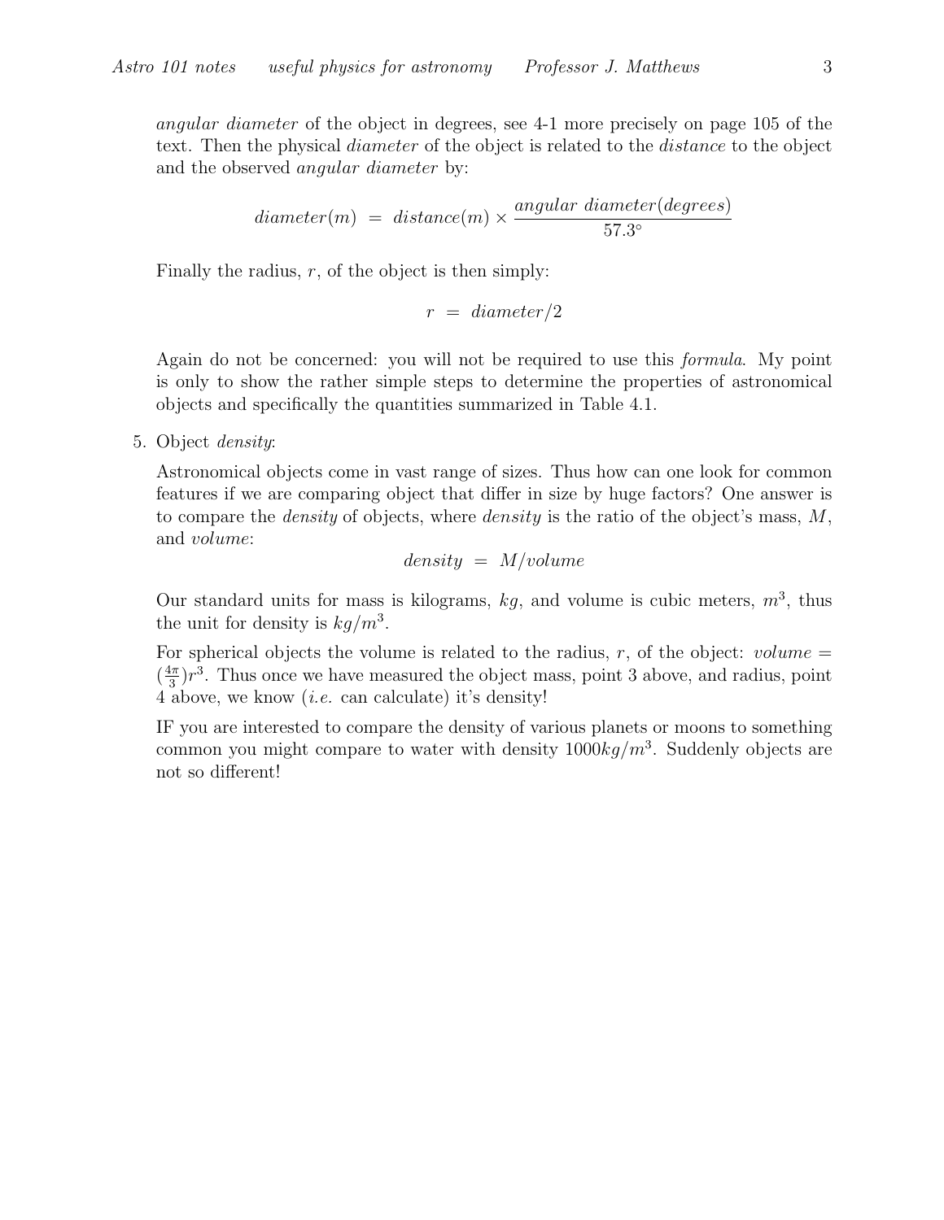*angular diameter* of the object in degrees, see 4-1 more precisely on page 105 of the text. Then the physical *diameter* of the object is related to the *distance* to the object and the observed *angular diameter* by:

$$diameter(m) \ = \ distance(m) \times \frac{angular\ diameter(degrees)}{57.3^\circ}$$

Finally the radius, $r$, of the object is then simply:

$$r \ = \ diameter/2$$

Again do not be concerned: you will not be required to use this *formula*. My point is only to show the rather simple steps to determine the properties of astronomical objects and specifically the quantities summarized in Table 4.1.

5. Object *density*:

   Astronomical objects come in vast range of sizes. Thus how can one look for common features if we are comparing object that differ in size by huge factors? One answer is to compare the *density* of objects, where *density* is the ratio of the object's mass, $M$, and *volume*:

   $$density \ = \ M/volume$$

   Our standard units for mass is kilograms, $kg$, and volume is cubic meters, $m^3$, thus the unit for density is $kg/m^3$.

   For spherical objects the volume is related to the radius, $r$, of the object: $volume = (\frac{4\pi}{3})r^3$. Thus once we have measured the object mass, point 3 above, and radius, point 4 above, we know (*i.e.* can calculate) it's density!

   IF you are interested to compare the density of various planets or moons to something common you might compare to water with density $1000 kg/m^3$. Suddenly objects are not so different!